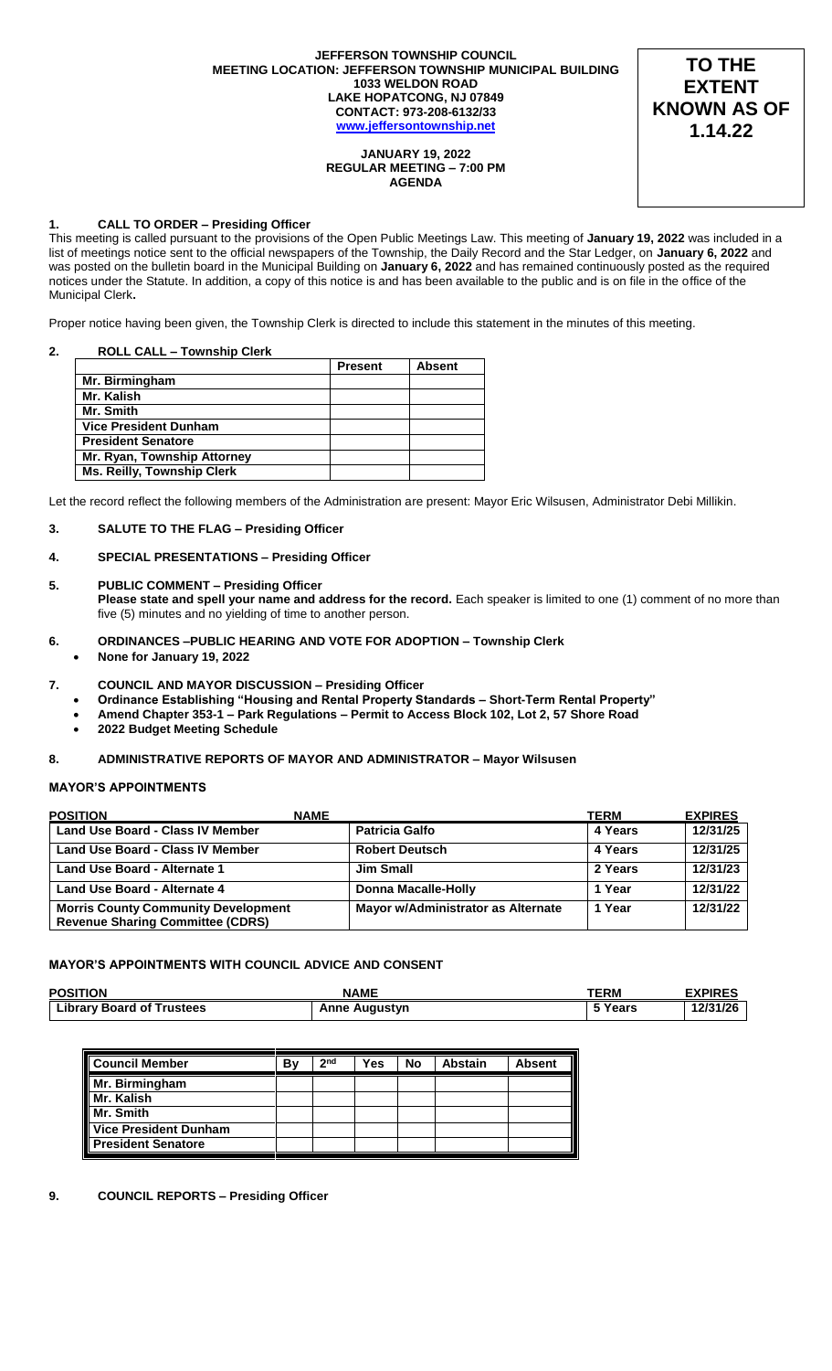**JEFFERSON TOWNSHIP COUNCIL**
**MEETING LOCATION: JEFFERSON TOWNSHIP MUNICIPAL BUILDING**
**1033 WELDON ROAD**
**LAKE HOPATCONG, NJ 07849**
**CONTACT: 973-208-6132/33**
**www.jeffersontownship.net**

**JANUARY 19, 2022**
**REGULAR MEETING – 7:00 PM**
**AGENDA**

**TO THE EXTENT KNOWN AS OF 1.14.22**

## 1. CALL TO ORDER – Presiding Officer

This meeting is called pursuant to the provisions of the Open Public Meetings Law. This meeting of **January 19, 2022** was included in a list of meetings notice sent to the official newspapers of the Township, the Daily Record and the Star Ledger, on **January 6, 2022** and was posted on the bulletin board in the Municipal Building on **January 6, 2022** and has remained continuously posted as the required notices under the Statute. In addition, a copy of this notice is and has been available to the public and is on file in the office of the Municipal Clerk**.**

Proper notice having been given, the Township Clerk is directed to include this statement in the minutes of this meeting.

## 2. ROLL CALL – Township Clerk

| | Present | Absent |
|---|---|---|
| **Mr. Birmingham** | | |
| **Mr. Kalish** | | |
| **Mr. Smith** | | |
| **Vice President Dunham** | | |
| **President Senatore** | | |
| **Mr. Ryan, Township Attorney** | | |
| **Ms. Reilly, Township Clerk** | | |

Let the record reflect the following members of the Administration are present: Mayor Eric Wilsusen, Administrator Debi Millikin.

## 3. SALUTE TO THE FLAG – Presiding Officer

## 4. SPECIAL PRESENTATIONS – Presiding Officer

## 5. PUBLIC COMMENT – Presiding Officer

**Please state and spell your name and address for the record.** Each speaker is limited to one (1) comment of no more than five (5) minutes and no yielding of time to another person.

## 6. ORDINANCES –PUBLIC HEARING AND VOTE FOR ADOPTION – Township Clerk

- **None for January 19, 2022**

## 7. COUNCIL AND MAYOR DISCUSSION – Presiding Officer

- **Ordinance Establishing "Housing and Rental Property Standards – Short-Term Rental Property"**
- **Amend Chapter 353-1 – Park Regulations – Permit to Access Block 102, Lot 2, 57 Shore Road**
- **2022 Budget Meeting Schedule**

## 8. ADMINISTRATIVE REPORTS OF MAYOR AND ADMINISTRATOR – Mayor Wilsusen

### MAYOR'S APPOINTMENTS

| POSITION | NAME | TERM | EXPIRES |
|---|---|---|---|
| **Land Use Board - Class IV Member** | **Patricia Galfo** | **4 Years** | **12/31/25** |
| **Land Use Board - Class IV Member** | **Robert Deutsch** | **4 Years** | **12/31/25** |
| **Land Use Board - Alternate 1** | **Jim Small** | **2 Years** | **12/31/23** |
| **Land Use Board - Alternate 4** | **Donna Macalle-Holly** | **1 Year** | **12/31/22** |
| **Morris County Community Development Revenue Sharing Committee (CDRS)** | **Mayor w/Administrator as Alternate** | **1 Year** | **12/31/22** |

### MAYOR'S APPOINTMENTS WITH COUNCIL ADVICE AND CONSENT

| POSITION | NAME | TERM | EXPIRES |
|---|---|---|---|
| **Library Board of Trustees** | **Anne Augustyn** | **5 Years** | **12/31/26** |

| Council Member | By | 2nd | Yes | No | Abstain | Absent |
|---|---|---|---|---|---|---|
| **Mr. Birmingham** | | | | | | |
| **Mr. Kalish** | | | | | | |
| **Mr. Smith** | | | | | | |
| **Vice President Dunham** | | | | | | |
| **President Senatore** | | | | | | |

## 9. COUNCIL REPORTS – Presiding Officer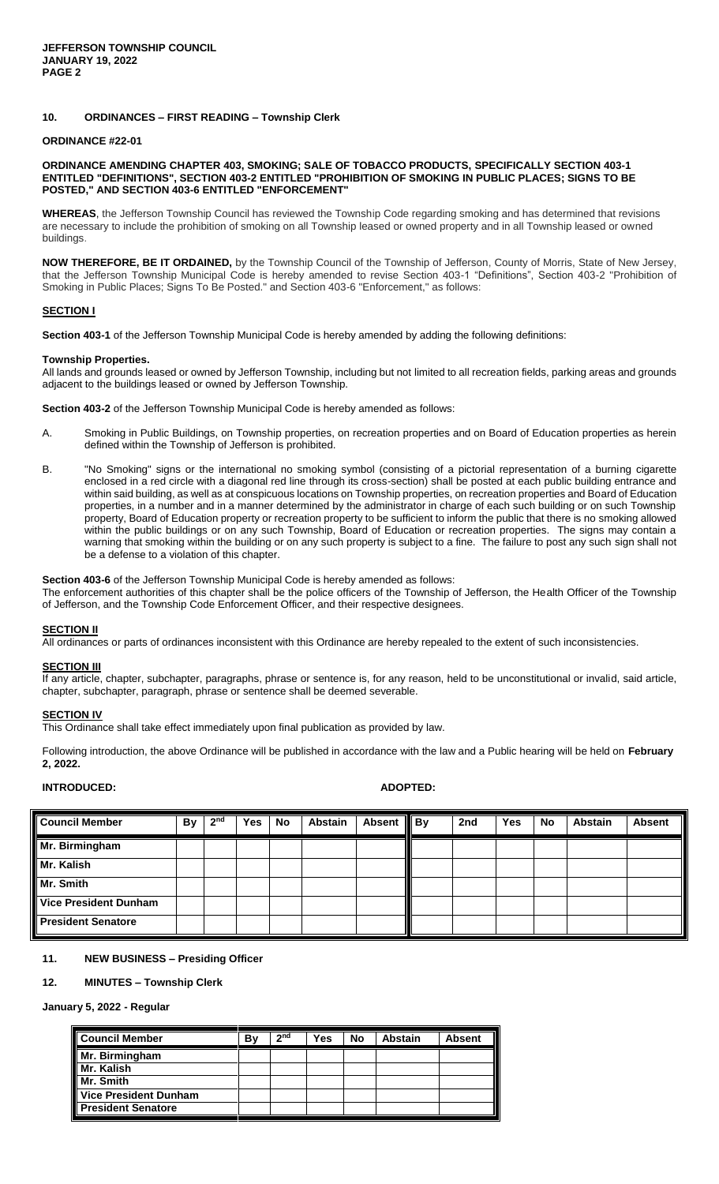## 10. ORDINANCES – FIRST READING – Township Clerk

**ORDINANCE #22-01**

**ORDINANCE AMENDING CHAPTER 403, SMOKING; SALE OF TOBACCO PRODUCTS, SPECIFICALLY SECTION 403-1 ENTITLED "DEFINITIONS", SECTION 403-2 ENTITLED "PROHIBITION OF SMOKING IN PUBLIC PLACES; SIGNS TO BE POSTED," AND SECTION 403-6 ENTITLED "ENFORCEMENT"**

**WHEREAS**, the Jefferson Township Council has reviewed the Township Code regarding smoking and has determined that revisions are necessary to include the prohibition of smoking on all Township leased or owned property and in all Township leased or owned buildings.

**NOW THEREFORE, BE IT ORDAINED,** by the Township Council of the Township of Jefferson, County of Morris, State of New Jersey, that the Jefferson Township Municipal Code is hereby amended to revise Section 403-1 "Definitions", Section 403-2 "Prohibition of Smoking in Public Places; Signs To Be Posted." and Section 403-6 "Enforcement," as follows:

**SECTION I**

**Section 403-1** of the Jefferson Township Municipal Code is hereby amended by adding the following definitions:

**Township Properties.**
All lands and grounds leased or owned by Jefferson Township, including but not limited to all recreation fields, parking areas and grounds adjacent to the buildings leased or owned by Jefferson Township.

**Section 403-2** of the Jefferson Township Municipal Code is hereby amended as follows:

A. Smoking in Public Buildings, on Township properties, on recreation properties and on Board of Education properties as herein defined within the Township of Jefferson is prohibited.

B. "No Smoking" signs or the international no smoking symbol (consisting of a pictorial representation of a burning cigarette enclosed in a red circle with a diagonal red line through its cross-section) shall be posted at each public building entrance and within said building, as well as at conspicuous locations on Township properties, on recreation properties and Board of Education properties, in a number and in a manner determined by the administrator in charge of each such building or on such Township property, Board of Education property or recreation property to be sufficient to inform the public that there is no smoking allowed within the public buildings or on any such Township, Board of Education or recreation properties. The signs may contain a warning that smoking within the building or on any such property is subject to a fine. The failure to post any such sign shall not be a defense to a violation of this chapter.

**Section 403-6** of the Jefferson Township Municipal Code is hereby amended as follows:
The enforcement authorities of this chapter shall be the police officers of the Township of Jefferson, the Health Officer of the Township of Jefferson, and the Township Code Enforcement Officer, and their respective designees.

**SECTION II**

All ordinances or parts of ordinances inconsistent with this Ordinance are hereby repealed to the extent of such inconsistencies.

**SECTION III**

If any article, chapter, subchapter, paragraphs, phrase or sentence is, for any reason, held to be unconstitutional or invalid, said article, chapter, subchapter, paragraph, phrase or sentence shall be deemed severable.

**SECTION IV**

This Ordinance shall take effect immediately upon final publication as provided by law.

Following introduction, the above Ordinance will be published in accordance with the law and a Public hearing will be held on **February 2, 2022.**

**INTRODUCED:** **ADOPTED:**

| Council Member | By | 2nd | Yes | No | Abstain | Absent | By | 2nd | Yes | No | Abstain | Absent |
|---|---|---|---|---|---|---|---|---|---|---|---|---|
| Mr. Birmingham | | | | | | | | | | | | |
| Mr. Kalish | | | | | | | | | | | | |
| Mr. Smith | | | | | | | | | | | | |
| Vice President Dunham | | | | | | | | | | | | |
| President Senatore | | | | | | | | | | | | |

## 11. NEW BUSINESS – Presiding Officer

## 12. MINUTES – Township Clerk

**January 5, 2022 - Regular**

| Council Member | By | 2nd | Yes | No | Abstain | Absent |
|---|---|---|---|---|---|---|
| Mr. Birmingham | | | | | | |
| Mr. Kalish | | | | | | |
| Mr. Smith | | | | | | |
| Vice President Dunham | | | | | | |
| President Senatore | | | | | | |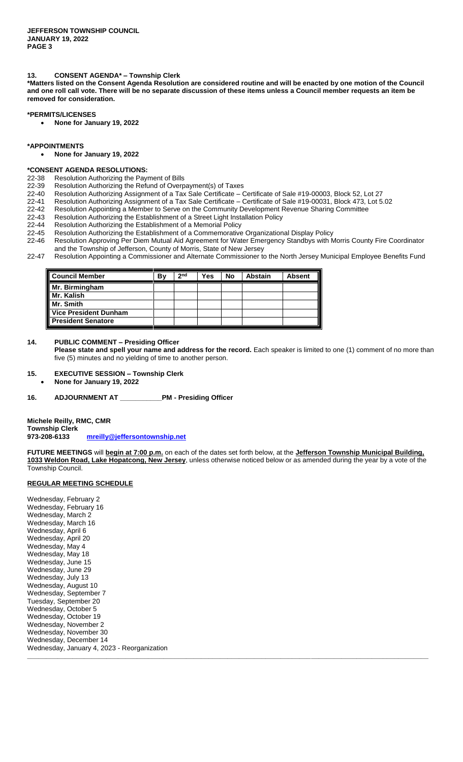## 13. CONSENT AGENDA* – Township Clerk

***Matters listed on the Consent Agenda Resolution are considered routine and will be enacted by one motion of the Council and one roll call vote. There will be no separate discussion of these items unless a Council member requests an item be removed for consideration.**

### *PERMITS/LICENSES

- **None for January 19, 2022**

### *APPOINTMENTS

- **None for January 19, 2022**

### *CONSENT AGENDA RESOLUTIONS:

22-38 Resolution Authorizing the Payment of Bills
22-39 Resolution Authorizing the Refund of Overpayment(s) of Taxes
22-40 Resolution Authorizing Assignment of a Tax Sale Certificate – Certificate of Sale #19-00003, Block 52, Lot 27
22-41 Resolution Authorizing Assignment of a Tax Sale Certificate – Certificate of Sale #19-00031, Block 473, Lot 5.02
22-42 Resolution Appointing a Member to Serve on the Community Development Revenue Sharing Committee
22-43 Resolution Authorizing the Establishment of a Street Light Installation Policy
22-44 Resolution Authorizing the Establishment of a Memorial Policy
22-45 Resolution Authorizing the Establishment of a Commemorative Organizational Display Policy
22-46 Resolution Approving Per Diem Mutual Aid Agreement for Water Emergency Standbys with Morris County Fire Coordinator and the Township of Jefferson, County of Morris, State of New Jersey
22-47 Resolution Appointing a Commissioner and Alternate Commissioner to the North Jersey Municipal Employee Benefits Fund

| Council Member | By | 2nd | Yes | No | Abstain | Absent |
|---|---|---|---|---|---|---|
| Mr. Birmingham | | | | | | |
| Mr. Kalish | | | | | | |
| Mr. Smith | | | | | | |
| Vice President Dunham | | | | | | |
| President Senatore | | | | | | |

## 14. PUBLIC COMMENT – Presiding Officer

**Please state and spell your name and address for the record.** Each speaker is limited to one (1) comment of no more than five (5) minutes and no yielding of time to another person.

## 15. EXECUTIVE SESSION – Township Clerk

- **None for January 19, 2022**

## 16. ADJOURNMENT AT \_\_\_\_\_\_\_\_\_\_\_PM - Presiding Officer

**Michele Reilly, RMC, CMR**
**Township Clerk**
**973-208-6133** **mreilly@jeffersontownship.net**

**FUTURE MEETINGS** will **begin at 7:00 p.m.** on each of the dates set forth below, at the **Jefferson Township Municipal Building, 1033 Weldon Road, Lake Hopatcong, New Jersey**, unless otherwise noticed below or as amended during the year by a vote of the Township Council.

### REGULAR MEETING SCHEDULE

Wednesday, February 2
Wednesday, February 16
Wednesday, March 2
Wednesday, March 16
Wednesday, April 6
Wednesday, April 20
Wednesday, May 4
Wednesday, May 18
Wednesday, June 15
Wednesday, June 29
Wednesday, July 13
Wednesday, August 10
Wednesday, September 7
Tuesday, September 20
Wednesday, October 5
Wednesday, October 19
Wednesday, November 2
Wednesday, November 30
Wednesday, December 14
Wednesday, January 4, 2023 - Reorganization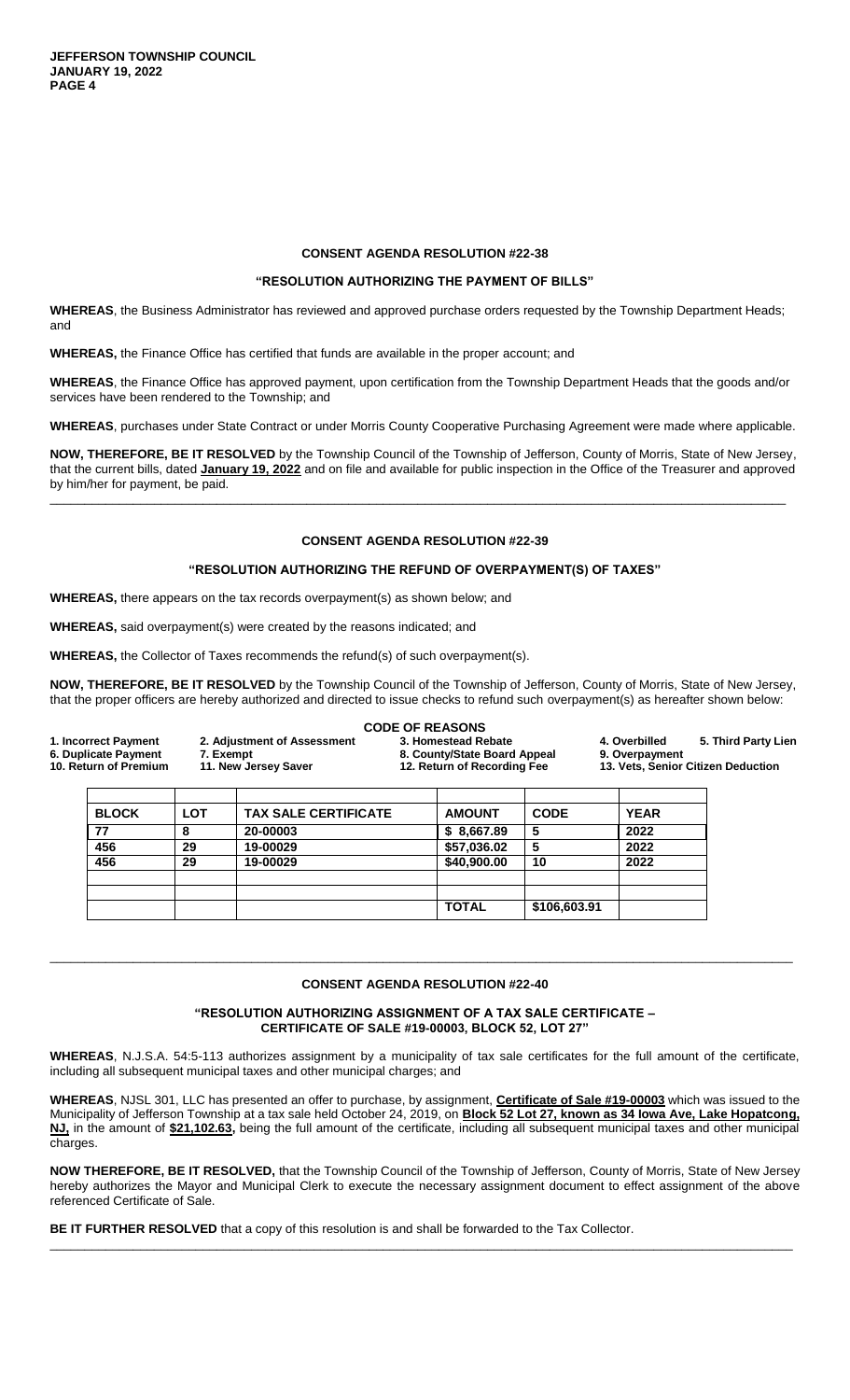**CONSENT AGENDA RESOLUTION #22-38**

**"RESOLUTION AUTHORIZING THE PAYMENT OF BILLS"**

**WHEREAS**, the Business Administrator has reviewed and approved purchase orders requested by the Township Department Heads; and

**WHEREAS,** the Finance Office has certified that funds are available in the proper account; and

**WHEREAS**, the Finance Office has approved payment, upon certification from the Township Department Heads that the goods and/or services have been rendered to the Township; and

**WHEREAS**, purchases under State Contract or under Morris County Cooperative Purchasing Agreement were made where applicable.

**NOW, THEREFORE, BE IT RESOLVED** by the Township Council of the Township of Jefferson, County of Morris, State of New Jersey, that the current bills, dated **January 19, 2022** and on file and available for public inspection in the Office of the Treasurer and approved by him/her for payment, be paid.

---

**CONSENT AGENDA RESOLUTION #22-39**

**"RESOLUTION AUTHORIZING THE REFUND OF OVERPAYMENT(S) OF TAXES"**

**WHEREAS,** there appears on the tax records overpayment(s) as shown below; and

**WHEREAS,** said overpayment(s) were created by the reasons indicated; and

**WHEREAS,** the Collector of Taxes recommends the refund(s) of such overpayment(s).

**NOW, THEREFORE, BE IT RESOLVED** by the Township Council of the Township of Jefferson, County of Morris, State of New Jersey, that the proper officers are hereby authorized and directed to issue checks to refund such overpayment(s) as hereafter shown below:

**CODE OF REASONS**

**1. Incorrect Payment** **2. Adjustment of Assessment** **3. Homestead Rebate** **4. Overbilled** **5. Third Party Lien**
**6. Duplicate Payment** **7. Exempt** **8. County/State Board Appeal** **9. Overpayment**
**10. Return of Premium** **11. New Jersey Saver** **12. Return of Recording Fee** **13. Vets, Senior Citizen Deduction**

| BLOCK | LOT | TAX SALE CERTIFICATE | AMOUNT | CODE | YEAR |
|---|---|---|---|---|---|
| 77 | 8 | 20-00003 | $ 8,667.89 | 5 | 2022 |
| 456 | 29 | 19-00029 | $57,036.02 | 5 | 2022 |
| 456 | 29 | 19-00029 | $40,900.00 | 10 | 2022 |
| | | | | | |
| | | | | | |
| | | | TOTAL | $106,603.91 | |

---

**CONSENT AGENDA RESOLUTION #22-40**

**"RESOLUTION AUTHORIZING ASSIGNMENT OF A TAX SALE CERTIFICATE – CERTIFICATE OF SALE #19-00003, BLOCK 52, LOT 27"**

**WHEREAS**, N.J.S.A. 54:5-113 authorizes assignment by a municipality of tax sale certificates for the full amount of the certificate, including all subsequent municipal taxes and other municipal charges; and

**WHEREAS**, NJSL 301, LLC has presented an offer to purchase, by assignment, **Certificate of Sale #19-00003** which was issued to the Municipality of Jefferson Township at a tax sale held October 24, 2019, on **Block 52 Lot 27, known as 34 Iowa Ave, Lake Hopatcong, NJ,** in the amount of **$21,102.63,** being the full amount of the certificate, including all subsequent municipal taxes and other municipal charges.

**NOW THEREFORE, BE IT RESOLVED,** that the Township Council of the Township of Jefferson, County of Morris, State of New Jersey hereby authorizes the Mayor and Municipal Clerk to execute the necessary assignment document to effect assignment of the above referenced Certificate of Sale.

**BE IT FURTHER RESOLVED** that a copy of this resolution is and shall be forwarded to the Tax Collector.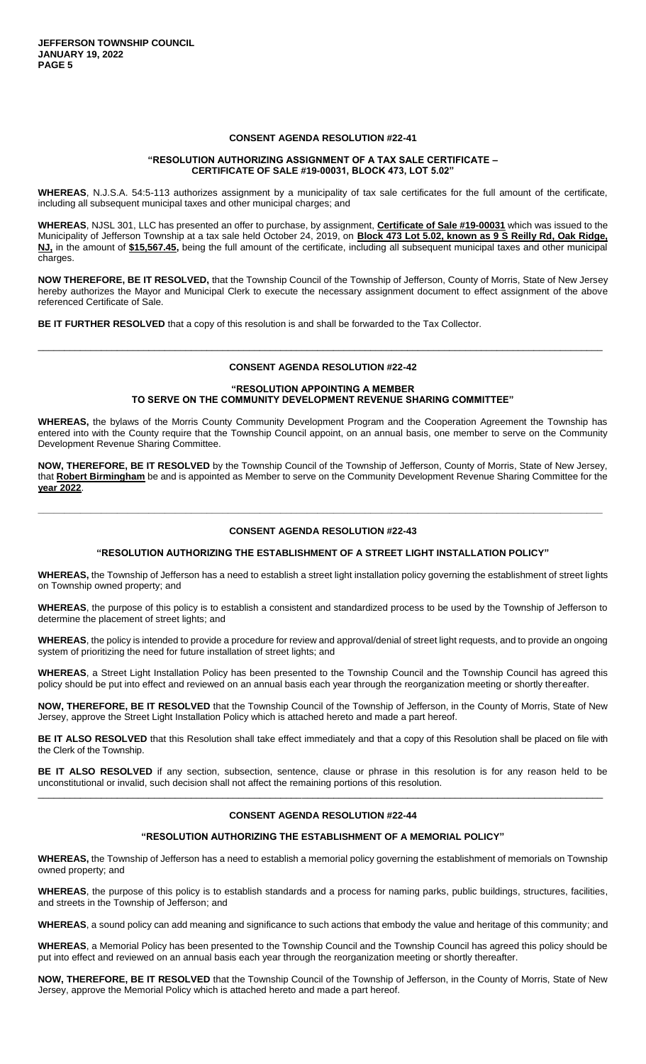## CONSENT AGENDA RESOLUTION #22-41

### "RESOLUTION AUTHORIZING ASSIGNMENT OF A TAX SALE CERTIFICATE – CERTIFICATE OF SALE #19-00031, BLOCK 473, LOT 5.02"

**WHEREAS**, N.J.S.A. 54:5-113 authorizes assignment by a municipality of tax sale certificates for the full amount of the certificate, including all subsequent municipal taxes and other municipal charges; and

**WHEREAS**, NJSL 301, LLC has presented an offer to purchase, by assignment, **Certificate of Sale #19-00031** which was issued to the Municipality of Jefferson Township at a tax sale held October 24, 2019, on **Block 473 Lot 5.02, known as 9 S Reilly Rd, Oak Ridge, NJ,** in the amount of **$15,567.45,** being the full amount of the certificate, including all subsequent municipal taxes and other municipal charges.

**NOW THEREFORE, BE IT RESOLVED,** that the Township Council of the Township of Jefferson, County of Morris, State of New Jersey hereby authorizes the Mayor and Municipal Clerk to execute the necessary assignment document to effect assignment of the above referenced Certificate of Sale.

**BE IT FURTHER RESOLVED** that a copy of this resolution is and shall be forwarded to the Tax Collector.

---

## CONSENT AGENDA RESOLUTION #22-42

### "RESOLUTION APPOINTING A MEMBER TO SERVE ON THE COMMUNITY DEVELOPMENT REVENUE SHARING COMMITTEE"

**WHEREAS,** the bylaws of the Morris County Community Development Program and the Cooperation Agreement the Township has entered into with the County require that the Township Council appoint, on an annual basis, one member to serve on the Community Development Revenue Sharing Committee.

**NOW, THEREFORE, BE IT RESOLVED** by the Township Council of the Township of Jefferson, County of Morris, State of New Jersey, that **Robert Birmingham** be and is appointed as Member to serve on the Community Development Revenue Sharing Committee for the **year 2022**.

---

## CONSENT AGENDA RESOLUTION #22-43

### "RESOLUTION AUTHORIZING THE ESTABLISHMENT OF A STREET LIGHT INSTALLATION POLICY"

**WHEREAS,** the Township of Jefferson has a need to establish a street light installation policy governing the establishment of street lights on Township owned property; and

**WHEREAS**, the purpose of this policy is to establish a consistent and standardized process to be used by the Township of Jefferson to determine the placement of street lights; and

**WHEREAS**, the policy is intended to provide a procedure for review and approval/denial of street light requests, and to provide an ongoing system of prioritizing the need for future installation of street lights; and

**WHEREAS**, a Street Light Installation Policy has been presented to the Township Council and the Township Council has agreed this policy should be put into effect and reviewed on an annual basis each year through the reorganization meeting or shortly thereafter.

**NOW, THEREFORE, BE IT RESOLVED** that the Township Council of the Township of Jefferson, in the County of Morris, State of New Jersey, approve the Street Light Installation Policy which is attached hereto and made a part hereof.

**BE IT ALSO RESOLVED** that this Resolution shall take effect immediately and that a copy of this Resolution shall be placed on file with the Clerk of the Township.

**BE IT ALSO RESOLVED** if any section, subsection, sentence, clause or phrase in this resolution is for any reason held to be unconstitutional or invalid, such decision shall not affect the remaining portions of this resolution.

---

## CONSENT AGENDA RESOLUTION #22-44

### "RESOLUTION AUTHORIZING THE ESTABLISHMENT OF A MEMORIAL POLICY"

**WHEREAS,** the Township of Jefferson has a need to establish a memorial policy governing the establishment of memorials on Township owned property; and

**WHEREAS**, the purpose of this policy is to establish standards and a process for naming parks, public buildings, structures, facilities, and streets in the Township of Jefferson; and

**WHEREAS**, a sound policy can add meaning and significance to such actions that embody the value and heritage of this community; and

**WHEREAS**, a Memorial Policy has been presented to the Township Council and the Township Council has agreed this policy should be put into effect and reviewed on an annual basis each year through the reorganization meeting or shortly thereafter.

**NOW, THEREFORE, BE IT RESOLVED** that the Township Council of the Township of Jefferson, in the County of Morris, State of New Jersey, approve the Memorial Policy which is attached hereto and made a part hereof.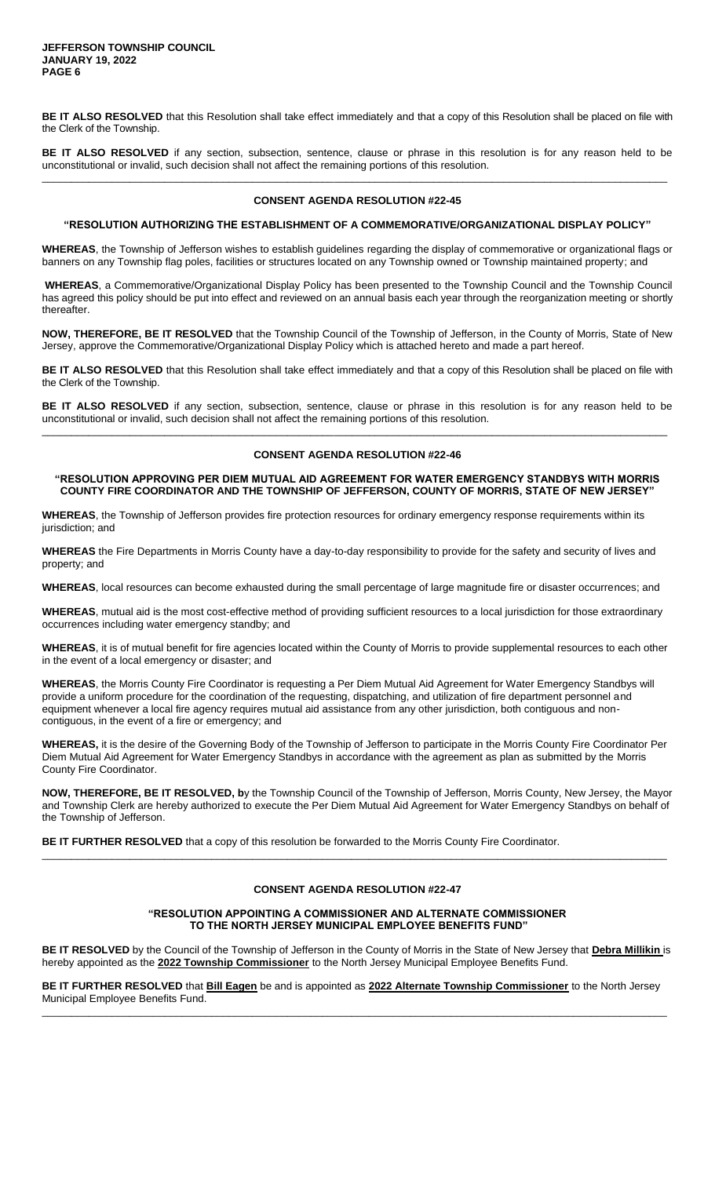**BE IT ALSO RESOLVED** that this Resolution shall take effect immediately and that a copy of this Resolution shall be placed on file with the Clerk of the Township.

**BE IT ALSO RESOLVED** if any section, subsection, sentence, clause or phrase in this resolution is for any reason held to be unconstitutional or invalid, such decision shall not affect the remaining portions of this resolution.

---

### CONSENT AGENDA RESOLUTION #22-45

#### "RESOLUTION AUTHORIZING THE ESTABLISHMENT OF A COMMEMORATIVE/ORGANIZATIONAL DISPLAY POLICY"

**WHEREAS**, the Township of Jefferson wishes to establish guidelines regarding the display of commemorative or organizational flags or banners on any Township flag poles, facilities or structures located on any Township owned or Township maintained property; and

**WHEREAS**, a Commemorative/Organizational Display Policy has been presented to the Township Council and the Township Council has agreed this policy should be put into effect and reviewed on an annual basis each year through the reorganization meeting or shortly thereafter.

**NOW, THEREFORE, BE IT RESOLVED** that the Township Council of the Township of Jefferson, in the County of Morris, State of New Jersey, approve the Commemorative/Organizational Display Policy which is attached hereto and made a part hereof.

**BE IT ALSO RESOLVED** that this Resolution shall take effect immediately and that a copy of this Resolution shall be placed on file with the Clerk of the Township.

**BE IT ALSO RESOLVED** if any section, subsection, sentence, clause or phrase in this resolution is for any reason held to be unconstitutional or invalid, such decision shall not affect the remaining portions of this resolution.

---

### CONSENT AGENDA RESOLUTION #22-46

#### "RESOLUTION APPROVING PER DIEM MUTUAL AID AGREEMENT FOR WATER EMERGENCY STANDBYS WITH MORRIS COUNTY FIRE COORDINATOR AND THE TOWNSHIP OF JEFFERSON, COUNTY OF MORRIS, STATE OF NEW JERSEY"

**WHEREAS**, the Township of Jefferson provides fire protection resources for ordinary emergency response requirements within its jurisdiction; and

**WHEREAS** the Fire Departments in Morris County have a day-to-day responsibility to provide for the safety and security of lives and property; and

**WHEREAS**, local resources can become exhausted during the small percentage of large magnitude fire or disaster occurrences; and

**WHEREAS**, mutual aid is the most cost-effective method of providing sufficient resources to a local jurisdiction for those extraordinary occurrences including water emergency standby; and

**WHEREAS**, it is of mutual benefit for fire agencies located within the County of Morris to provide supplemental resources to each other in the event of a local emergency or disaster; and

**WHEREAS**, the Morris County Fire Coordinator is requesting a Per Diem Mutual Aid Agreement for Water Emergency Standbys will provide a uniform procedure for the coordination of the requesting, dispatching, and utilization of fire department personnel and equipment whenever a local fire agency requires mutual aid assistance from any other jurisdiction, both contiguous and non-contiguous, in the event of a fire or emergency; and

**WHEREAS,** it is the desire of the Governing Body of the Township of Jefferson to participate in the Morris County Fire Coordinator Per Diem Mutual Aid Agreement for Water Emergency Standbys in accordance with the agreement as plan as submitted by the Morris County Fire Coordinator.

**NOW, THEREFORE, BE IT RESOLVED, b**y the Township Council of the Township of Jefferson, Morris County, New Jersey, the Mayor and Township Clerk are hereby authorized to execute the Per Diem Mutual Aid Agreement for Water Emergency Standbys on behalf of the Township of Jefferson.

**BE IT FURTHER RESOLVED** that a copy of this resolution be forwarded to the Morris County Fire Coordinator.

---

### CONSENT AGENDA RESOLUTION #22-47

#### "RESOLUTION APPOINTING A COMMISSIONER AND ALTERNATE COMMISSIONER TO THE NORTH JERSEY MUNICIPAL EMPLOYEE BENEFITS FUND"

**BE IT RESOLVED** by the Council of the Township of Jefferson in the County of Morris in the State of New Jersey that **Debra Millikin** is hereby appointed as the **2022 Township Commissioner** to the North Jersey Municipal Employee Benefits Fund.

**BE IT FURTHER RESOLVED** that **Bill Eagen** be and is appointed as **2022 Alternate Township Commissioner** to the North Jersey Municipal Employee Benefits Fund.

---